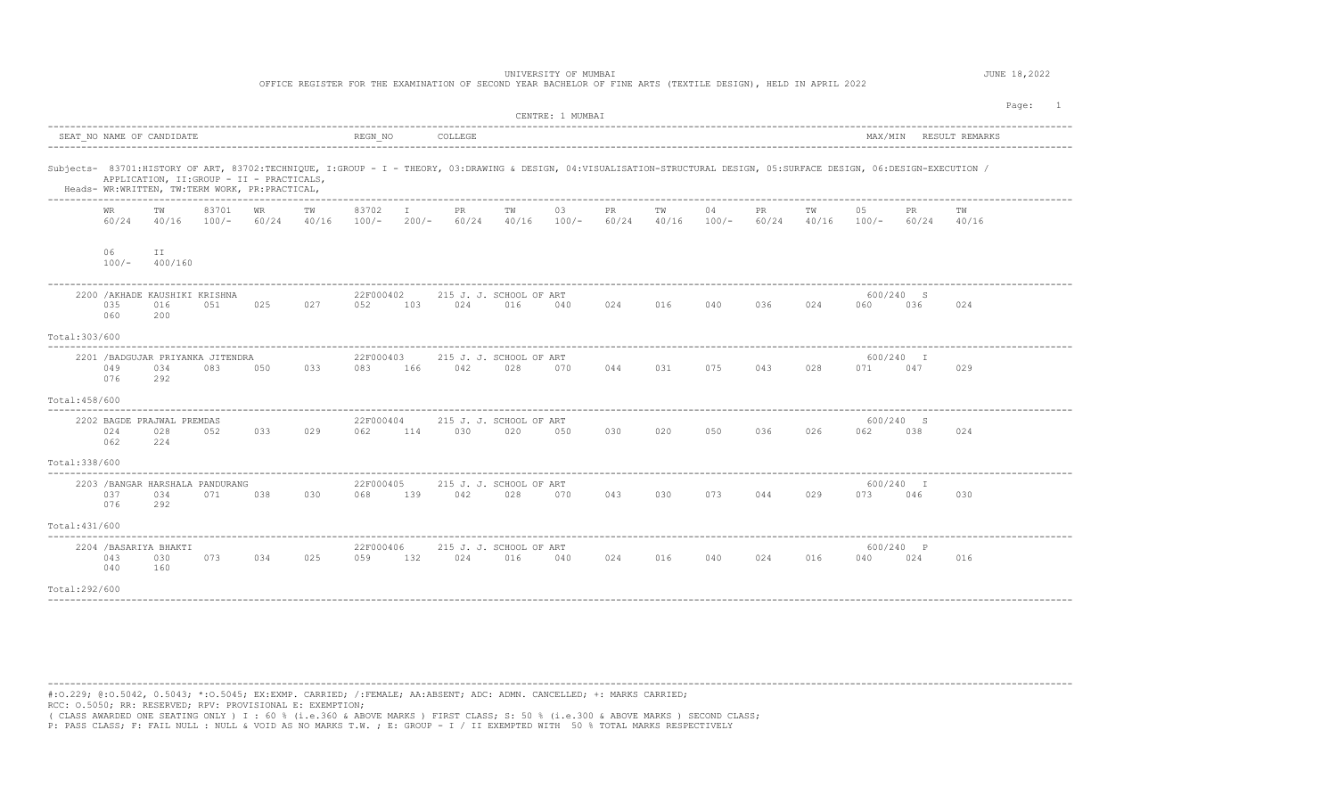UNIVERSITY OF MUMBAI

OFFICE REGISTER FOR THE EXAMINATION OF SECOND YEAR BACHELOR OF FINE ARTS (TEXTILE DESIGN), HELD IN APRIL 2022

JUNE 18,2022

CENTRE: 1 MUMBAI

| SEAT_NO NAME OF CANDIDATE | REGN_NO | COLLEGE | MAX/MIN | RESULT REMARKS |
|---|---|---|---|---|

Subjects- 83701:HISTORY OF ART, 83702:TECHNIQUE, I:GROUP - I - THEORY, 03:DRAWING & DESIGN, 04:VISUALISATION-STRUCTURAL DESIGN, 05:SURFACE DESIGN, 06:DESIGN-EXECUTION / APPLICATION, II:GROUP - II - PRACTICALS,

Heads- WR:WRITTEN, TW:TERM WORK, PR:PRACTICAL,

| WR | TW | 83701 | WR | TW | 83702 | I | PR | TW | 03 | PR | TW | 04 | PR | TW | 05 | PR | TW | 06 | II |
|---|---|---|---|---|---|---|---|---|---|---|---|---|---|---|---|---|---|---|---|
| 60/24 | 40/16 | 100/- | 60/24 | 40/16 | 100/- | 200/- | 60/24 | 40/16 | 100/- | 60/24 | 40/16 | 100/- | 60/24 | 40/16 | 100/- | 60/24 | 40/16 | 100/- | 400/160 |

| SEAT_NO NAME OF CANDIDATE | REGN_NO | COLLEGE | MAX/MIN | RESULT |
|---|---|---|---|---|
| 2200 /AKHADE KAUSHIKI KRISHNA | 22F000402 | 215 J. J. SCHOOL OF ART | 600/240 | S |
| 2201 /BADGUJAR PRIYANKA JITENDRA | 22F000403 | 215 J. J. SCHOOL OF ART | 600/240 | I |
| 2202 BAGDE PRAJWAL PREMDAS | 22F000404 | 215 J. J. SCHOOL OF ART | 600/240 | S |
| 2203 /BANGAR HARSHALA PANDURANG | 22F000405 | 215 J. J. SCHOOL OF ART | 600/240 | I |
| 2204 /BASARIYA BHAKTI | 22F000406 | 215 J. J. SCHOOL OF ART | 600/240 | P |

| SEAT_NO | WR | TW | 83701 | WR | TW | 83702 | I | PR | TW | 03 | PR | TW | 04 | PR | TW | 05 | PR | TW | 06 | II | Total |
|---|---|---|---|---|---|---|---|---|---|---|---|---|---|---|---|---|---|---|---|---|---|
| 2200 | 035 | 016 | 051 | 025 | 027 | 052 | 103 | 024 | 016 | 040 | 024 | 016 | 040 | 036 | 024 | 060 | 036 | 024 | 060 | 200 | 303/600 |
| 2201 | 049 | 034 | 083 | 050 | 033 | 083 | 166 | 042 | 028 | 070 | 044 | 031 | 075 | 043 | 028 | 071 | 047 | 029 | 076 | 292 | 458/600 |
| 2202 | 024 | 028 | 052 | 033 | 029 | 062 | 114 | 030 | 020 | 050 | 030 | 020 | 050 | 036 | 026 | 062 | 038 | 024 | 062 | 224 | 338/600 |
| 2203 | 037 | 034 | 071 | 038 | 030 | 068 | 139 | 042 | 028 | 070 | 043 | 030 | 073 | 044 | 029 | 073 | 046 | 030 | 076 | 292 | 431/600 |
| 2204 | 043 | 030 | 073 | 034 | 025 | 059 | 132 | 024 | 016 | 040 | 024 | 016 | 040 | 024 | 016 | 040 | 024 | 016 | 040 | 160 | 292/600 |

#:O.229; @:O.5042, 0.5043; *:O.5045; EX:EXMP. CARRIED; /:FEMALE; AA:ABSENT; ADC: ADMN. CANCELLED; +: MARKS CARRIED;
RCC: O.5050; RR: RESERVED; RPV: PROVISIONAL E: EXEMPTION;
( CLASS AWARDED ONE SEATING ONLY ) I : 60 % (i.e.360 & ABOVE MARKS ) FIRST CLASS; S: 50 % (i.e.300 & ABOVE MARKS ) SECOND CLASS;
P: PASS CLASS; F: FAIL NULL : NULL & VOID AS NO MARKS T.W. ; E: GROUP - I / II EXEMPTED WITH 50 % TOTAL MARKS RESPECTIVELY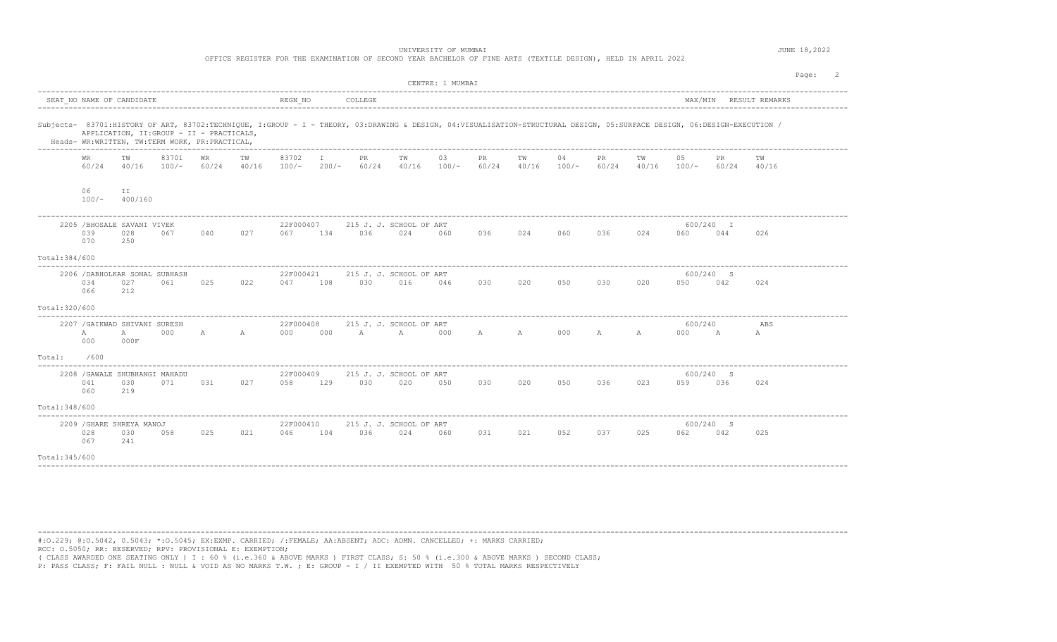UNIVERSITY OF MUMBAI

OFFICE REGISTER FOR THE EXAMINATION OF SECOND YEAR BACHELOR OF FINE ARTS (TEXTILE DESIGN), HELD IN APRIL 2022

JUNE 18,2022

CENTRE: 1 MUMBAI

| SEAT_NO | NAME OF CANDIDATE | REGN_NO | COLLEGE | MAX/MIN | RESULT | REMARKS |
|---|---|---|---|---|---|---|

Subjects- 83701:HISTORY OF ART, 83702:TECHNIQUE, I:GROUP - I - THEORY, 03:DRAWING & DESIGN, 04:VISUALISATION-STRUCTURAL DESIGN, 05:SURFACE DESIGN, 06:DESIGN-EXECUTION / APPLICATION, II:GROUP - II - PRACTICALS,

Heads- WR:WRITTEN, TW:TERM WORK, PR:PRACTICAL,

| WR 60/24 | TW 40/16 | 83701 100/- | WR 60/24 | TW 40/16 | 83702 100/- | I 200/- | PR 60/24 | TW 40/16 | 03 100/- | PR 60/24 | TW 40/16 | 04 100/- | PR 60/24 | TW 40/16 | 05 100/- | PR 60/24 | TW 40/16 | 06 100/- | II 400/160 |
|---|---|---|---|---|---|---|---|---|---|---|---|---|---|---|---|---|---|---|---|

| SEAT_NO | NAME OF CANDIDATE | REGN_NO | COLLEGE | MAX/MIN | RESULT |
|---|---|---|---|---|---|
| 2205 | /BHOSALE SAVANI VIVEK | 22F000407 | 215 J. J. SCHOOL OF ART | 600/240 | I |
| 2206 | /DABHOLKAR SONAL SUBHASH | 22F000421 | 215 J. J. SCHOOL OF ART | 600/240 | S |
| 2207 | /GAIKWAD SHIVANI SURESH | 22F000408 | 215 J. J. SCHOOL OF ART | 600/240 | ABS |
| 2208 | /GAWALE SHUBHANGI MAHADU | 22F000409 | 215 J. J. SCHOOL OF ART | 600/240 | S |
| 2209 | /GHARE SHREYA MANOJ | 22F000410 | 215 J. J. SCHOOL OF ART | 600/240 | S |

| SEAT_NO | WR | TW | 83701 | WR | TW | 83702 | I | PR | TW | 03 | PR | TW | 04 | PR | TW | 05 | PR | TW | 06 | II | Total |
|---|---|---|---|---|---|---|---|---|---|---|---|---|---|---|---|---|---|---|---|---|---|
| 2205 | 039 | 028 | 067 | 040 | 027 | 067 | 134 | 036 | 024 | 060 | 036 | 024 | 060 | 036 | 024 | 060 | 044 | 026 | 070 | 250 | 384/600 |
| 2206 | 034 | 027 | 061 | 025 | 022 | 047 | 108 | 030 | 016 | 046 | 030 | 020 | 050 | 030 | 020 | 050 | 042 | 024 | 066 | 212 | 320/600 |
| 2207 | A | A | 000 | A | A | 000 | 000 | A | A | 000 | A | A | 000 | A | A | 000 | A | A | 000 | 000F | /600 |
| 2208 | 041 | 030 | 071 | 031 | 027 | 058 | 129 | 030 | 020 | 050 | 030 | 020 | 050 | 036 | 023 | 059 | 036 | 024 | 060 | 219 | 348/600 |
| 2209 | 028 | 030 | 058 | 025 | 021 | 046 | 104 | 036 | 024 | 060 | 031 | 021 | 052 | 037 | 025 | 062 | 042 | 025 | 067 | 241 | 345/600 |

#:O.229; @:O.5042, 0.5043; *:O.5045; EX:EXMP. CARRIED; /:FEMALE; AA:ABSENT; ADC: ADMN. CANCELLED; +: MARKS CARRIED;
RCC: O.5050; RR: RESERVED; RPV: PROVISIONAL E: EXEMPTION;
( CLASS AWARDED ONE SEATING ONLY ) I : 60 % (i.e.360 & ABOVE MARKS ) FIRST CLASS; S: 50 % (i.e.300 & ABOVE MARKS ) SECOND CLASS;
P: PASS CLASS; F: FAIL NULL : NULL & VOID AS NO MARKS T.W. ; E: GROUP - I / II EXEMPTED WITH 50 % TOTAL MARKS RESPECTIVELY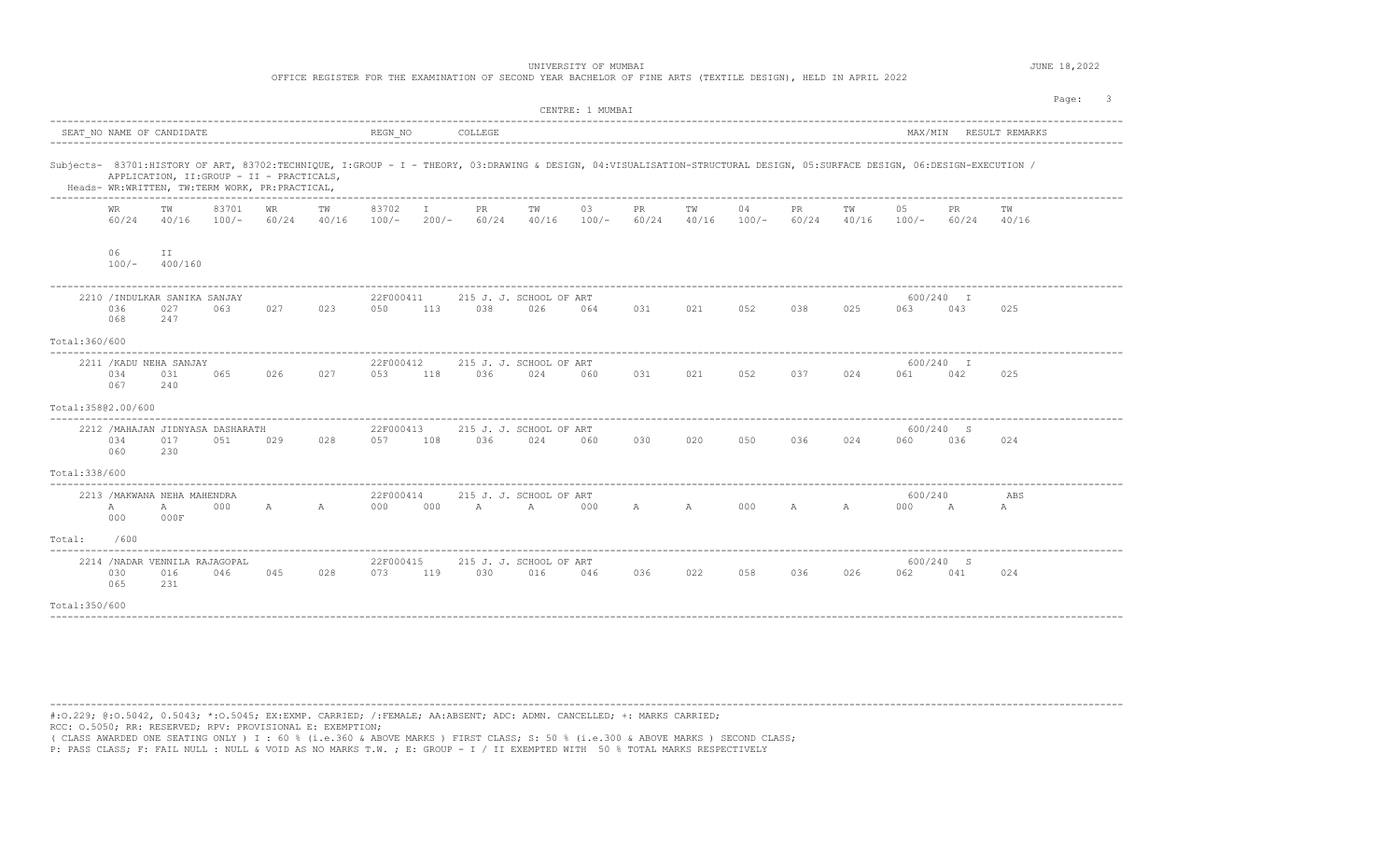UNIVERSITY OF MUMBAI

OFFICE REGISTER FOR THE EXAMINATION OF SECOND YEAR BACHELOR OF FINE ARTS (TEXTILE DESIGN), HELD IN APRIL 2022

JUNE 18,2022

CENTRE: 1 MUMBAI

| SEAT_NO | NAME OF CANDIDATE | REGN_NO | COLLEGE | MAX/MIN | RESULT | REMARKS |
|---|---|---|---|---|---|---|

Subjects- 83701:HISTORY OF ART, 83702:TECHNIQUE, I:GROUP - I - THEORY, 03:DRAWING & DESIGN, 04:VISUALISATION-STRUCTURAL DESIGN, 05:SURFACE DESIGN, 06:DESIGN-EXECUTION / APPLICATION, II:GROUP - II - PRACTICALS,

Heads- WR:WRITTEN, TW:TERM WORK, PR:PRACTICAL,

| WR | TW | 83701 | WR | TW | 83702 | I | PR | TW | 03 | PR | TW | 04 | PR | TW | 05 | PR | TW | 06 | II |
|---|---|---|---|---|---|---|---|---|---|---|---|---|---|---|---|---|---|---|---|
| 60/24 | 40/16 | 100/- | 60/24 | 40/16 | 100/- | 200/- | 60/24 | 40/16 | 100/- | 60/24 | 40/16 | 100/- | 60/24 | 40/16 | 100/- | 60/24 | 40/16 | 100/- | 400/160 |

**2210 /INDULKAR SANIKA SANJAY** — 22F000411 — 215 J. J. SCHOOL OF ART — 600/240 — I

| 036 | 027 | 063 | 027 | 023 | 050 | 113 | 038 | 026 | 064 | 031 | 021 | 052 | 038 | 025 | 063 | 043 | 025 | 068 | 247 |
|---|---|---|---|---|---|---|---|---|---|---|---|---|---|---|---|---|---|---|---|

Total:360/600

**2211 /KADU NEHA SANJAY** — 22F000412 — 215 J. J. SCHOOL OF ART — 600/240 — I

| 034 | 031 | 065 | 026 | 027 | 053 | 118 | 036 | 024 | 060 | 031 | 021 | 052 | 037 | 024 | 061 | 042 | 025 | 067 | 240 |
|---|---|---|---|---|---|---|---|---|---|---|---|---|---|---|---|---|---|---|---|

Total:358@2.00/600

**2212 /MAHAJAN JIDNYASA DASHARATH** — 22F000413 — 215 J. J. SCHOOL OF ART — 600/240 — S

| 034 | 017 | 051 | 029 | 028 | 057 | 108 | 036 | 024 | 060 | 030 | 020 | 050 | 036 | 024 | 060 | 036 | 024 | 060 | 230 |
|---|---|---|---|---|---|---|---|---|---|---|---|---|---|---|---|---|---|---|---|

Total:338/600

**2213 /MAKWANA NEHA MAHENDRA** — 22F000414 — 215 J. J. SCHOOL OF ART — 600/240 — ABS

| A | A | 000 | A | A | 000 | 000 | A | A | 000 | A | A | 000 | A | A | 000 | A | A | 000 | 000F |
|---|---|---|---|---|---|---|---|---|---|---|---|---|---|---|---|---|---|---|---|

Total: /600

**2214 /NADAR VENNILA RAJAGOPAL** — 22F000415 — 215 J. J. SCHOOL OF ART — 600/240 — S

| 030 | 016 | 046 | 045 | 028 | 073 | 119 | 030 | 016 | 046 | 036 | 022 | 058 | 036 | 026 | 062 | 041 | 024 | 065 | 231 |
|---|---|---|---|---|---|---|---|---|---|---|---|---|---|---|---|---|---|---|---|

Total:350/600

#:O.229; @:O.5042, 0.5043; *:O.5045; EX:EXMP. CARRIED; /:FEMALE; AA:ABSENT; ADC: ADMN. CANCELLED; +: MARKS CARRIED;
RCC: O.5050; RR: RESERVED; RPV: PROVISIONAL E: EXEMPTION;
( CLASS AWARDED ONE SEATING ONLY ) I : 60 % (i.e.360 & ABOVE MARKS ) FIRST CLASS; S: 50 % (i.e.300 & ABOVE MARKS ) SECOND CLASS;
P: PASS CLASS; F: FAIL NULL : NULL & VOID AS NO MARKS T.W. ; E: GROUP - I / II EXEMPTED WITH 50 % TOTAL MARKS RESPECTIVELY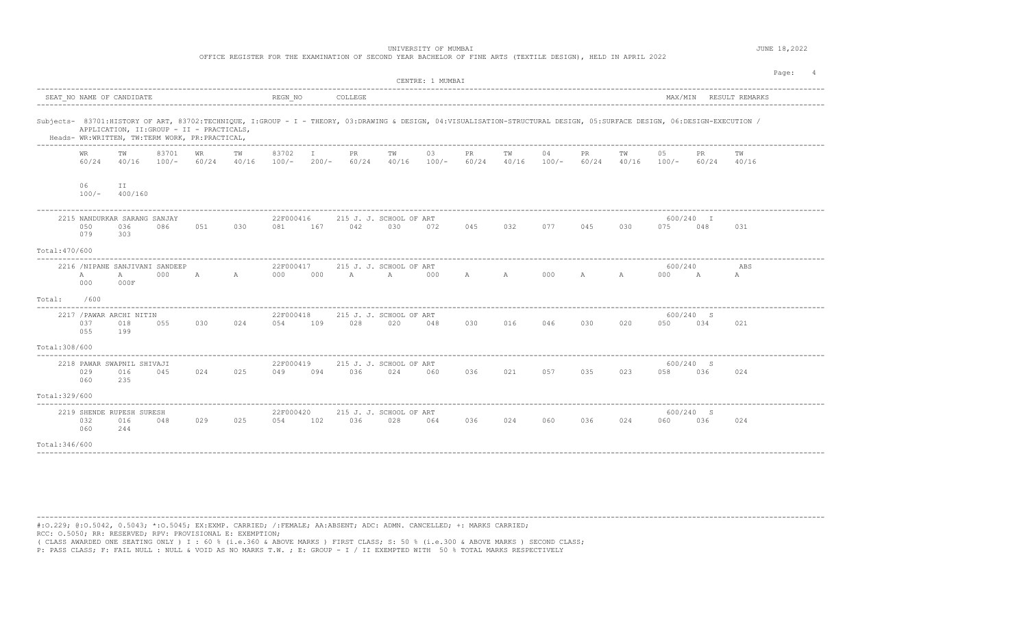UNIVERSITY OF MUMBAI

OFFICE REGISTER FOR THE EXAMINATION OF SECOND YEAR BACHELOR OF FINE ARTS (TEXTILE DESIGN), HELD IN APRIL 2022

JUNE 18,2022

CENTRE: 1 MUMBAI

SEAT_NO NAME OF CANDIDATE | REGN_NO | COLLEGE | MAX/MIN | RESULT REMARKS

Subjects- 83701:HISTORY OF ART, 83702:TECHNIQUE, I:GROUP - I - THEORY, 03:DRAWING & DESIGN, 04:VISUALISATION-STRUCTURAL DESIGN, 05:SURFACE DESIGN, 06:DESIGN-EXECUTION / APPLICATION, II:GROUP - II - PRACTICALS,
Heads- WR:WRITTEN, TW:TERM WORK, PR:PRACTICAL,

| WR | TW | 83701 | WR | TW | 83702 | I | PR | TW | 03 | PR | TW | 04 | PR | TW | 05 | PR | TW | 06 | II |
|---|---|---|---|---|---|---|---|---|---|---|---|---|---|---|---|---|---|---|---|
| 60/24 | 40/16 | 100/- | 60/24 | 40/16 | 100/- | 200/- | 60/24 | 40/16 | 100/- | 60/24 | 40/16 | 100/- | 60/24 | 40/16 | 100/- | 60/24 | 40/16 | 100/- | 400/160 |

| SEAT_NO | NAME OF CANDIDATE | REGN_NO | COLLEGE | MAX/MIN | RESULT |
|---|---|---|---|---|---|
| 2215 | NANDURKAR SARANG SANJAY | 22F000416 | 215 J. J. SCHOOL OF ART | 600/240 | I |

| WR | TW | 83701 | WR | TW | 83702 | I | PR | TW | 03 | PR | TW | 04 | PR | TW | 05 | PR | TW | 06 | II |
|---|---|---|---|---|---|---|---|---|---|---|---|---|---|---|---|---|---|---|---|
| 050 | 036 | 086 | 051 | 030 | 081 | 167 | 042 | 030 | 072 | 045 | 032 | 077 | 045 | 030 | 075 | 048 | 031 | 079 | 303 |

Total:470/600

| SEAT_NO | NAME OF CANDIDATE | REGN_NO | COLLEGE | MAX/MIN | RESULT |
|---|---|---|---|---|---|
| 2216 | /NIPANE SANJIVANI SANDEEP | 22F000417 | 215 J. J. SCHOOL OF ART | 600/240 | ABS |

| WR | TW | 83701 | WR | TW | 83702 | I | PR | TW | 03 | PR | TW | 04 | PR | TW | 05 | PR | TW | 06 | II |
|---|---|---|---|---|---|---|---|---|---|---|---|---|---|---|---|---|---|---|---|
| A | A | 000 | A | A | 000 | 000 | A | A | 000 | A | A | 000 | A | A | 000 | A | A | 000 | 000F |

Total: /600

| SEAT_NO | NAME OF CANDIDATE | REGN_NO | COLLEGE | MAX/MIN | RESULT |
|---|---|---|---|---|---|
| 2217 | /PAWAR ARCHI NITIN | 22F000418 | 215 J. J. SCHOOL OF ART | 600/240 | S |

| WR | TW | 83701 | WR | TW | 83702 | I | PR | TW | 03 | PR | TW | 04 | PR | TW | 05 | PR | TW | 06 | II |
|---|---|---|---|---|---|---|---|---|---|---|---|---|---|---|---|---|---|---|---|
| 037 | 018 | 055 | 030 | 024 | 054 | 109 | 028 | 020 | 048 | 030 | 016 | 046 | 030 | 020 | 050 | 034 | 021 | 055 | 199 |

Total:308/600

| SEAT_NO | NAME OF CANDIDATE | REGN_NO | COLLEGE | MAX/MIN | RESULT |
|---|---|---|---|---|---|
| 2218 | PAWAR SWAPNIL SHIVAJI | 22F000419 | 215 J. J. SCHOOL OF ART | 600/240 | S |

| WR | TW | 83701 | WR | TW | 83702 | I | PR | TW | 03 | PR | TW | 04 | PR | TW | 05 | PR | TW | 06 | II |
|---|---|---|---|---|---|---|---|---|---|---|---|---|---|---|---|---|---|---|---|
| 029 | 016 | 045 | 024 | 025 | 049 | 094 | 036 | 024 | 060 | 036 | 021 | 057 | 035 | 023 | 058 | 036 | 024 | 060 | 235 |

Total:329/600

| SEAT_NO | NAME OF CANDIDATE | REGN_NO | COLLEGE | MAX/MIN | RESULT |
|---|---|---|---|---|---|
| 2219 | SHENDE RUPESH SURESH | 22F000420 | 215 J. J. SCHOOL OF ART | 600/240 | S |

| WR | TW | 83701 | WR | TW | 83702 | I | PR | TW | 03 | PR | TW | 04 | PR | TW | 05 | PR | TW | 06 | II |
|---|---|---|---|---|---|---|---|---|---|---|---|---|---|---|---|---|---|---|---|
| 032 | 016 | 048 | 029 | 025 | 054 | 102 | 036 | 028 | 064 | 036 | 024 | 060 | 036 | 024 | 060 | 036 | 024 | 060 | 244 |

Total:346/600

#:O.229; @:O.5042, 0.5043; *:O.5045; EX:EXMP. CARRIED; /:FEMALE; AA:ABSENT; ADC: ADMN. CANCELLED; +: MARKS CARRIED;
RCC: O.5050; RR: RESERVED; RPV: PROVISIONAL E: EXEMPTION;
( CLASS AWARDED ONE SEATING ONLY ) I : 60 % (i.e.360 & ABOVE MARKS ) FIRST CLASS; S: 50 % (i.e.300 & ABOVE MARKS ) SECOND CLASS;
P: PASS CLASS; F: FAIL NULL : NULL & VOID AS NO MARKS T.W. ; E: GROUP - I / II EXEMPTED WITH 50 % TOTAL MARKS RESPECTIVELY